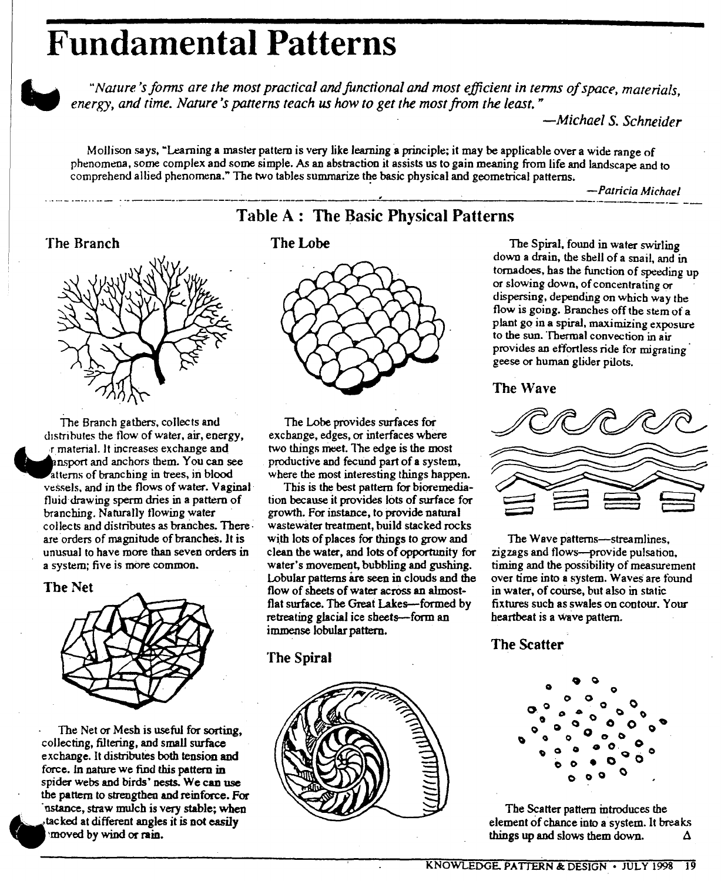# Fundamental Patterns

*"Nature's forms are the most practical and functional and most efficient in terms of space, materials, energy, and time. Nature's patterns teach us how to get the most from the least."*

—*Michael S. Schneider*

Mollison says, "Learning a master pattern is very like learning a principle; it may be applicable over a wide range of phenomena, some complex and some simple. As an abstraction it assists us to gain meaning from life and landscape and to comprehend allied phenomena." The two tables summarize the basic physical and geometrical patterns.

—*Patricia Michael*

## Table A : The Basic Physical Patterns

### The Branch

The Branch gathers, collects and distributes the flow of water, air, energy, or material. It increases exchange and transport and anchors them. You can see patterns of branching in trees, in blood vessels, and in the flows of water. Vaginal fluid drawing sperm dries in a pattern of branching. Naturally flowing water collects and distributes as branches. There are orders of magnitude of branches. It is unusual to have more than seven orders in a system; five is more common.

### The Net

The Net or Mesh is useful for sorting, collecting, filtering, and small surface exchange. It distributes both tension and force. In nature we find this pattern in spider webs and birds' nests. We can use the pattern to strengthen and reinforce. For instance, straw mulch is very stable; when stacked at different angles it is not easily moved by wind or rain.

### The Lobe

The Lobe provides surfaces for exchange, edges, or interfaces where two things meet. The edge is the most productive and fecund part of a system, where the most interesting things happen.

This is the best pattern for bioremediation because it provides lots of surface for growth. For instance, to provide natural wastewater treatment, build stacked rocks with lots of places for things to grow and clean the water, and lots of opportunity for water's movement, bubbling and gushing. Lobular patterns are seen in clouds and the flow of sheets of water across an almost-flat surface. The Great Lakes—formed by retreating glacial ice sheets—form an immense lobular pattern.

### The Spiral

The Spiral, found in water swirling down a drain, the shell of a snail, and in tornadoes, has the function of speeding up or slowing down, of concentrating or dispersing, depending on which way the flow is going. Branches off the stem of a plant go in a spiral, maximizing exposure to the sun. Thermal convection in air provides an effortless ride for migrating geese or human glider pilots.

### The Wave

The Wave patterns—streamlines, zigzags and flows—provide pulsation, timing and the possibility of measurement over time into a system. Waves are found in water, of course, but also in static fixtures such as swales on contour. Your heartbeat is a wave pattern.

### The Scatter

The Scatter pattern introduces the element of chance into a system. It breaks things up and slows them down. Δ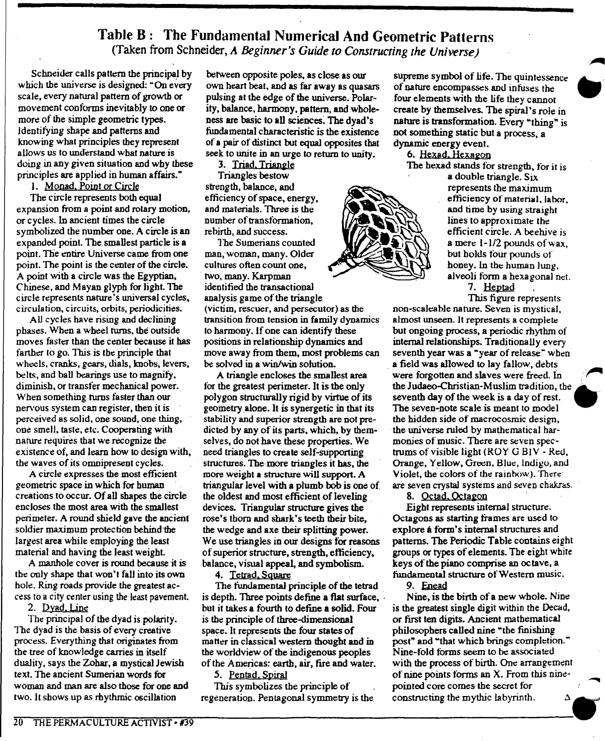# Table B : The Fundamental Numerical And Geometric Patterns

(Taken from Schneider, *A Beginner's Guide to Constructing the Universe)*

Schneider calls pattern the principal by which the universe is designed: "On every scale, every natural pattern of growth or movement conforms inevitably to one or more of the simple geometric types. Identifying shape and patterns and knowing what principles they represent allows us to understand what nature is doing in any given situation and why these principles are applied in human affairs."

1. Monad, Point or Circle

The circle represents both equal expansion from a point and rotary motion, or cycles. In ancient times the circle symbolized the number one. A circle is an expanded point. The smallest particle is a point. The entire Universe came from one point. The point is the center of the circle. A point with a circle was the Egyptian, Chinese, and Mayan glyph for light. The circle represents nature's universal cycles, circulation, circuits, orbits, periodicities.

All cycles have rising and declining phases. When a wheel turns, the outside moves faster than the center because it has farther to go. This is the principle that wheels, cranks, gears, dials, knobs, levers, belts, and ball bearings use to magnify, diminish, or transfer mechanical power. When something turns faster than our nervous system can register, then it is perceived as solid, one sound, one thing, one smell, taste, etc. Cooperating with nature requires that we recognize the existence of, and learn how to design with, the waves of its omnipresent cycles.

A circle expresses the most efficient geometric space in which for human creations to occur. Of all shapes the circle encloses the most area with the smallest perimeter. A round shield gave the ancient soldier maximum protection behind the largest area while employing the least material and having the least weight.

A manhole cover is round because it is the only shape that won't fall into its own hole. Ring roads provide the greatest access to a city center using the least pavement.

2. Dyad, Line

The principal of the dyad is polarity. The dyad is the basis of every creative process. Everything that originates from the tree of knowledge carries in itself duality, says the Zohar, a mystical Jewish text. The ancient Sumerian words for woman and man are also those for one and two. It shows up as rhythmic oscillation between opposite poles, as close as our own heart beat, and as far away as quasars pulsing at the edge of the universe. Polarity, balance, harmony, pattern, and wholeness are basic to all sciences. The dyad's fundamental characteristic is the existence of a pair of distinct but equal opposites that seek to unite in an urge to return to unity.

3. Triad, Triangle

Triangles bestow strength, balance, and efficiency of space, energy, and materials. Three is the number of transformation, rebirth, and success.

The Sumerians counted man, woman, many. Older cultures often count one, two, many. Karpman identified the transactional analysis game of the triangle (victim, rescuer, and persecutor) as the transition from tension in family dynamics to harmony. If one can identify these positions in relationship dynamics and move away from them, most problems can be solved in a win/win solution.

A triangle encloses the smallest area for the greatest perimeter. It is the only polygon structurally rigid by virtue of its geometry alone. It is synergetic in that its stability and superior strength are not predicted by any of its parts, which, by themselves, do not have these properties. We need triangles to create self-supporting structures. The more triangles it has, the more weight a structure will support. A triangular level with a plumb bob is one of the oldest and most efficient of leveling devices. Triangular structure gives the rose's thorn and shark's teeth their bite, the wedge and axe their splitting power. We use triangles in our designs for reasons of superior structure, strength, efficiency, balance, visual appeal, and symbolism.

4. Tetrad, Square

The fundamental principle of the tetrad is depth. Three points define a flat surface, but it takes a fourth to define a solid. Four is the principle of three-dimensional space. It represents the four states of matter in classical western thought and in the worldview of the indigenous peoples of the Americas: earth, air, fire and water.

5. Pentad, Spiral

This symbolizes the principle of regeneration. Pentagonal symmetry is the supreme symbol of life. The quintessence of nature encompasses and infuses the four elements with the life they cannot create by themselves. The spiral's role in nature is transformation. Every "thing" is not something static but a process, a dynamic energy event.

6. Hexad, Hexagon

The hexad stands for strength, for it is a double triangle. Six represents the maximum efficiency of material, labor, and time by using straight lines to approximate the efficient circle. A beehive is a mere 1-1/2 pounds of wax, but holds four pounds of honey. In the human lung, alveoli form a hexagonal net.

7. Heptad

This figure represents non-scaleable nature. Seven is mystical, almost unseen. It represents a complete but ongoing process, a periodic rhythm of internal relationships. Traditionally every seventh year was a "year of release" when a field was allowed to lay fallow, debts were forgotten and slaves were freed. In the Judaeo-Christian-Muslim tradition, the seventh day of the week is a day of rest. The seven-note scale is meant to model the hidden side of macrocosmic design, the universe ruled by mathematical harmonies of music. There are seven spectrums of visible light (ROY G BIV - Red, Orange, Yellow, Green, Blue, Indigo, and Violet, the colors of the rainbow). There are seven crystal systems and seven chakras.

8. Octad, Octagon

Eight represents internal structure. Octagons as starting frames are used to explore a form's internal structures and patterns. The Periodic Table contains eight groups or types of elements. The eight white keys of the piano comprise an octave, a fundamental structure of Western music.

9. Enead

Nine, is the birth of a new whole. Nine is the greatest single digit within the Decad, or first ten digits. Ancient mathematical philosophers called nine "the finishing post" and "that which brings completion." Nine-fold forms seem to be associated with the process of birth. One arrangement of nine points forms an X. From this nine-pointed core comes the secret for constructing the mythic labyrinth. Δ